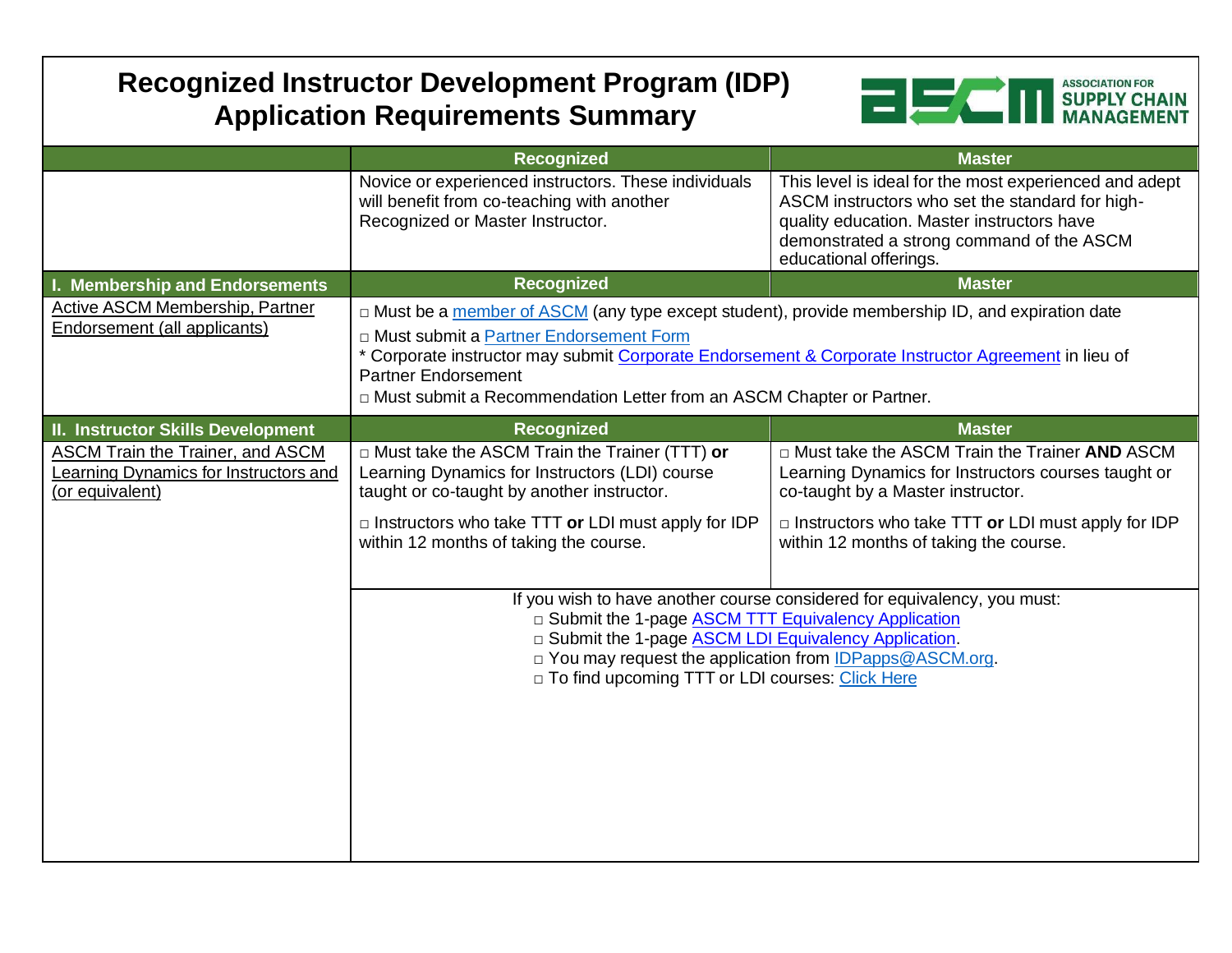# Recognized Instructor Development Program (IDP) Application Requirements Summary

| | Recognized | Master |
|---|---|---|
| | Novice or experienced instructors. These individuals will benefit from co-teaching with another Recognized or Master Instructor. | This level is ideal for the most experienced and adept ASCM instructors who set the standard for high-quality education. Master instructors have demonstrated a strong command of the ASCM educational offerings. |
| **I. Membership and Endorsements** | **Recognized** | **Master** |
| Active ASCM Membership, Partner Endorsement (all applicants) | □ Must be a member of ASCM (any type except student), provide membership ID, and expiration date<br>□ Must submit a Partner Endorsement Form<br>* Corporate instructor may submit Corporate Endorsement & Corporate Instructor Agreement in lieu of Partner Endorsement<br>□ Must submit a Recommendation Letter from an ASCM Chapter or Partner. | |
| **II. Instructor Skills Development** | **Recognized** | **Master** |
| ASCM Train the Trainer, and ASCM Learning Dynamics for Instructors and (or equivalent) | □ Must take the ASCM Train the Trainer (TTT) **or** Learning Dynamics for Instructors (LDI) course taught or co-taught by another instructor.<br><br>□ Instructors who take TTT **or** LDI must apply for IDP within 12 months of taking the course. | □ Must take the ASCM Train the Trainer **AND** ASCM Learning Dynamics for Instructors courses taught or co-taught by a Master instructor.<br><br>□ Instructors who take TTT **or** LDI must apply for IDP within 12 months of taking the course. |
| | If you wish to have another course considered for equivalency, you must:<br>□ Submit the 1-page ASCM TTT Equivalency Application<br>□ Submit the 1-page ASCM LDI Equivalency Application.<br>□ You may request the application from IDPapps@ASCM.org.<br>□ To find upcoming TTT or LDI courses: Click Here | |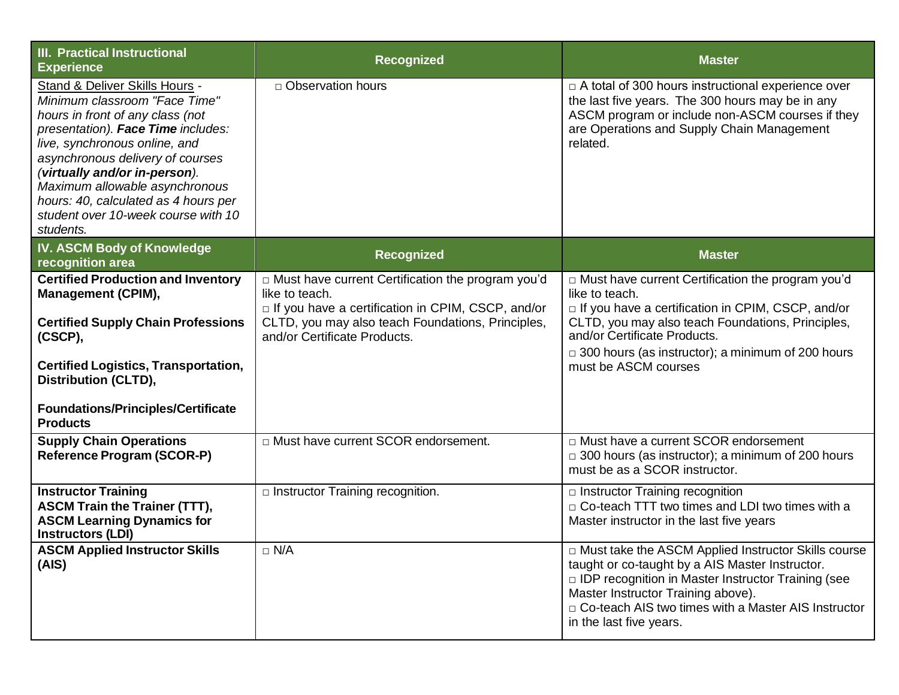| III. Practical Instructional Experience | Recognized | Master |
|---|---|---|
| Stand & Deliver Skills Hours - *Minimum classroom "Face Time" hours in front of any class (not presentation). **Face Time** includes: live, synchronous online, and asynchronous delivery of courses (**virtually and/or in-person**). Maximum allowable asynchronous hours: 40, calculated as 4 hours per student over 10-week course with 10 students.* | □ Observation hours | □ A total of 300 hours instructional experience over the last five years. The 300 hours may be in any ASCM program or include non-ASCM courses if they are Operations and Supply Chain Management related. |
| **IV. ASCM Body of Knowledge recognition area** | **Recognized** | **Master** |
| **Certified Production and Inventory Management (CPIM),**<br><br>**Certified Supply Chain Professions (CSCP),**<br><br>**Certified Logistics, Transportation, Distribution (CLTD),**<br><br>**Foundations/Principles/Certificate Products** | □ Must have current Certification the program you'd like to teach.<br>□ If you have a certification in CPIM, CSCP, and/or CLTD, you may also teach Foundations, Principles, and/or Certificate Products. | □ Must have current Certification the program you'd like to teach.<br>□ If you have a certification in CPIM, CSCP, and/or CLTD, you may also teach Foundations, Principles, and/or Certificate Products.<br>□ 300 hours (as instructor); a minimum of 200 hours must be ASCM courses |
| **Supply Chain Operations Reference Program (SCOR-P)** | □ Must have current SCOR endorsement. | □ Must have a current SCOR endorsement<br>□ 300 hours (as instructor); a minimum of 200 hours must be as a SCOR instructor. |
| **Instructor Training**<br>**ASCM Train the Trainer (TTT), ASCM Learning Dynamics for Instructors (LDI)** | □ Instructor Training recognition. | □ Instructor Training recognition<br>□ Co-teach TTT two times and LDI two times with a Master instructor in the last five years |
| **ASCM Applied Instructor Skills (AIS)** | □ N/A | □ Must take the ASCM Applied Instructor Skills course taught or co-taught by a AIS Master Instructor.<br>□ IDP recognition in Master Instructor Training (see Master Instructor Training above).<br>□ Co-teach AIS two times with a Master AIS Instructor in the last five years. |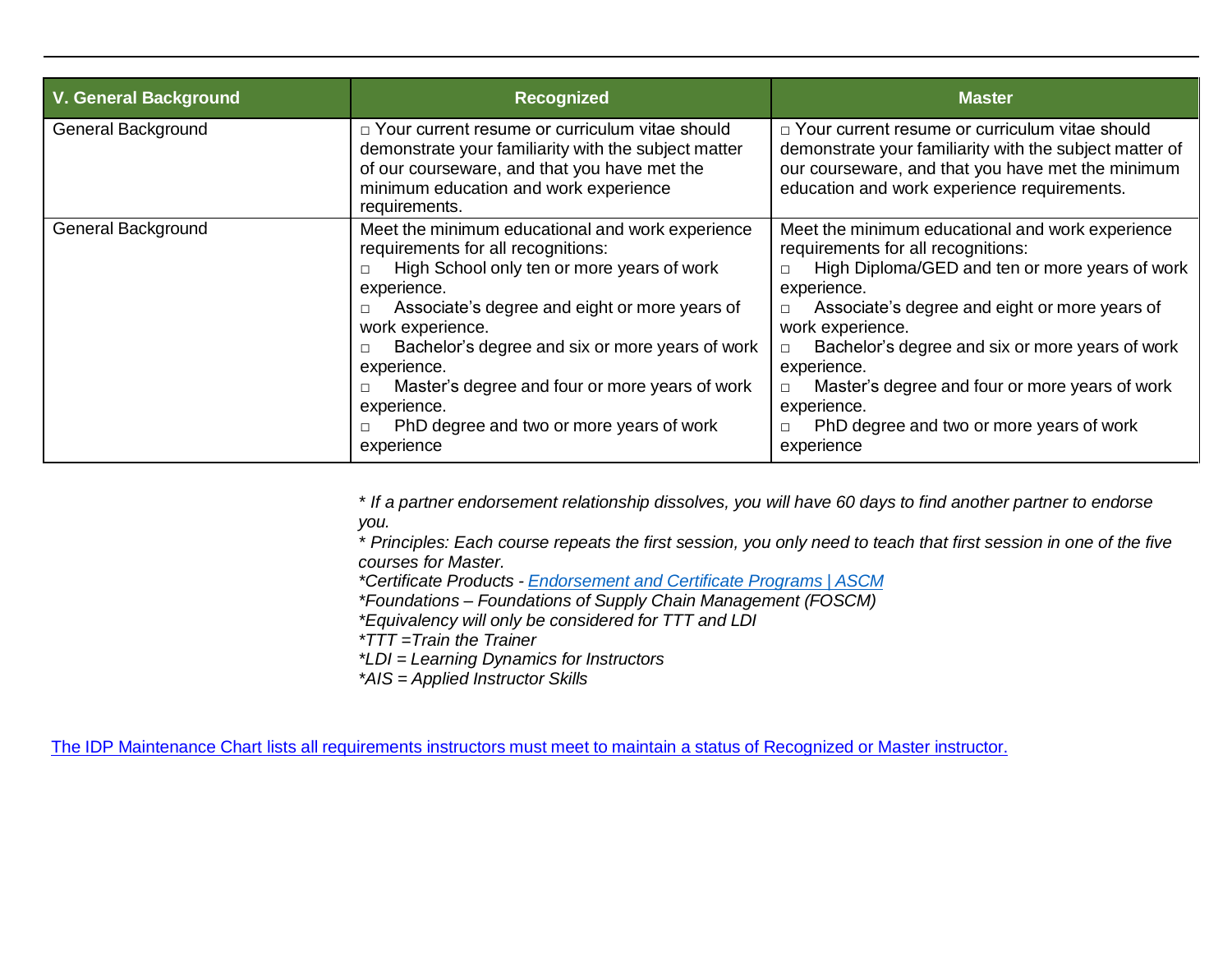| V. General Background | Recognized | Master |
|---|---|---|
| General Background | □ Your current resume or curriculum vitae should demonstrate your familiarity with the subject matter of our courseware, and that you have met the minimum education and work experience requirements. | □ Your current resume or curriculum vitae should demonstrate your familiarity with the subject matter of our courseware, and that you have met the minimum education and work experience requirements. |
| General Background | Meet the minimum educational and work experience requirements for all recognitions:<br>□ High School only ten or more years of work experience.<br>□ Associate's degree and eight or more years of work experience.<br>□ Bachelor's degree and six or more years of work experience.<br>□ Master's degree and four or more years of work experience.<br>□ PhD degree and two or more years of work experience | Meet the minimum educational and work experience requirements for all recognitions:<br>□ High Diploma/GED and ten or more years of work experience.<br>□ Associate's degree and eight or more years of work experience.<br>□ Bachelor's degree and six or more years of work experience.<br>□ Master's degree and four or more years of work experience.<br>□ PhD degree and two or more years of work experience |

*\* If a partner endorsement relationship dissolves, you will have 60 days to find another partner to endorse you.*
*\* Principles: Each course repeats the first session, you only need to teach that first session in one of the five courses for Master.*
*\*Certificate Products - [Endorsement and Certificate Programs | ASCM]()*
*\*Foundations – Foundations of Supply Chain Management (FOSCM)*
*\*Equivalency will only be considered for TTT and LDI*
*\*TTT =Train the Trainer*
*\*LDI = Learning Dynamics for Instructors*
*\*AIS = Applied Instructor Skills*

[The IDP Maintenance Chart lists all requirements instructors must meet to maintain a status of Recognized or Master instructor.]()